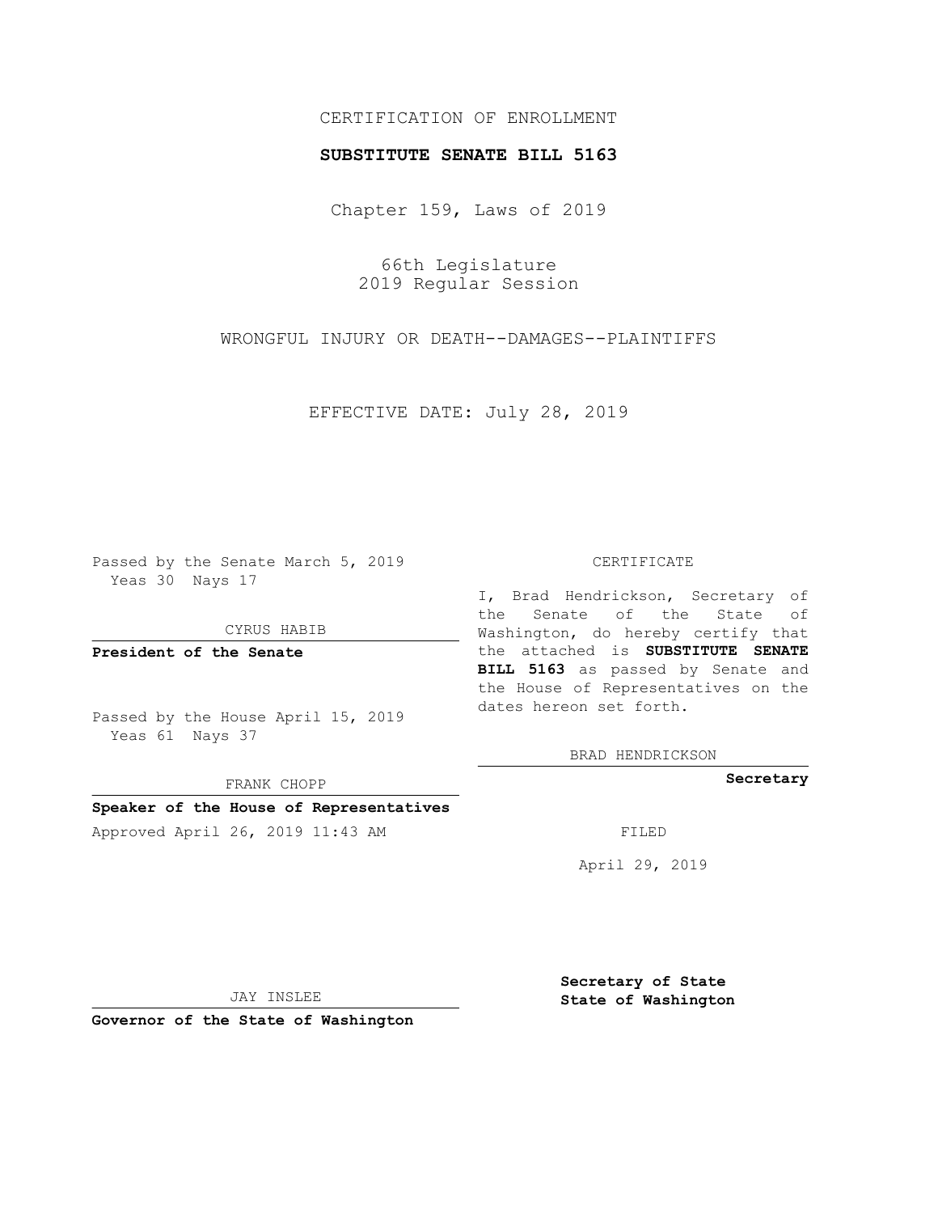CERTIFICATION OF ENROLLMENT

**SUBSTITUTE SENATE BILL 5163**

Chapter 159, Laws of 2019

66th Legislature
2019 Regular Session

WRONGFUL INJURY OR DEATH--DAMAGES--PLAINTIFFS

EFFECTIVE DATE: July 28, 2019

Passed by the Senate March 5, 2019
Yeas 30 Nays 17

CYRUS HABIB

**President of the Senate**

Passed by the House April 15, 2019
Yeas 61 Nays 37

FRANK CHOPP

**Speaker of the House of Representatives**

Approved April 26, 2019 11:43 AM

JAY INSLEE

**Governor of the State of Washington**

CERTIFICATE

I, Brad Hendrickson, Secretary of the Senate of the State of Washington, do hereby certify that the attached is **SUBSTITUTE SENATE BILL 5163** as passed by Senate and the House of Representatives on the dates hereon set forth.

BRAD HENDRICKSON

**Secretary**

FILED

April 29, 2019

**Secretary of State**
**State of Washington**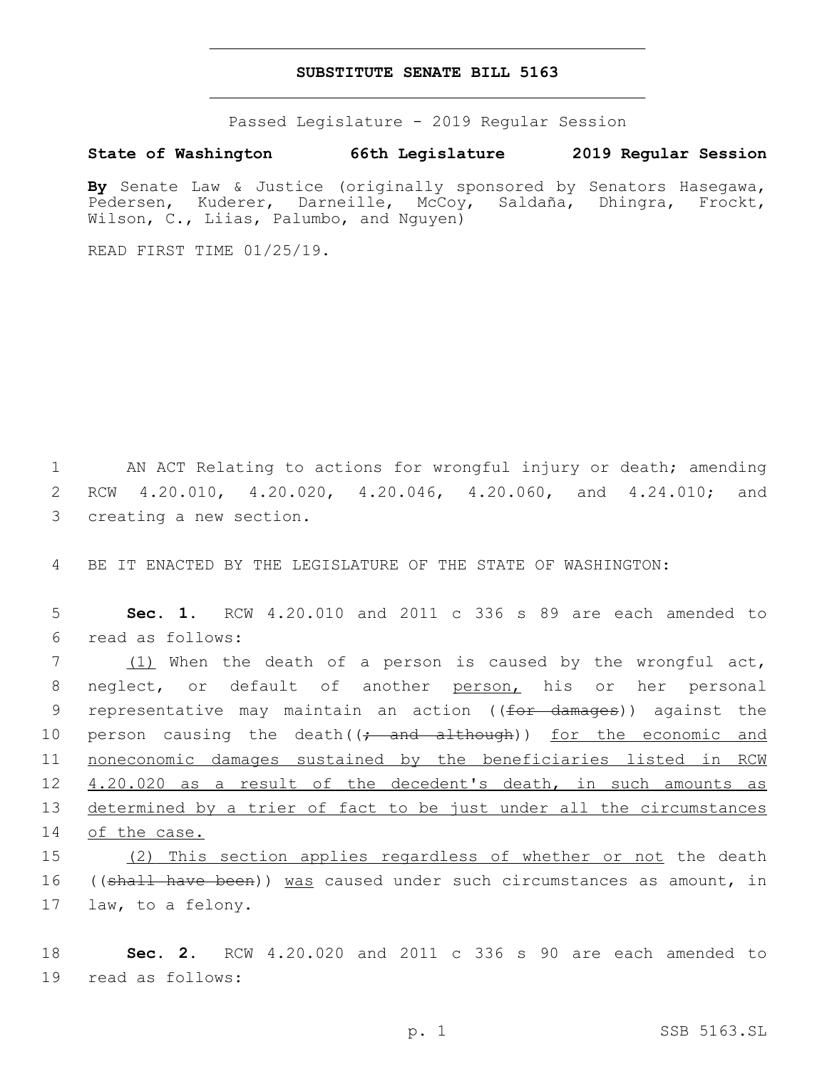# SUBSTITUTE SENATE BILL 5163

Passed Legislature - 2019 Regular Session

**State of Washington 66th Legislature 2019 Regular Session**

**By** Senate Law & Justice (originally sponsored by Senators Hasegawa, Pedersen, Kuderer, Darneille, McCoy, Saldaña, Dhingra, Frockt, Wilson, C., Liias, Palumbo, and Nguyen)

READ FIRST TIME 01/25/19.

1 AN ACT Relating to actions for wrongful injury or death; amending
2 RCW 4.20.010, 4.20.020, 4.20.046, 4.20.060, and 4.24.010; and
3 creating a new section.

4 BE IT ENACTED BY THE LEGISLATURE OF THE STATE OF WASHINGTON:

5 **Sec. 1.** RCW 4.20.010 and 2011 c 336 s 89 are each amended to
6 read as follows:

7 (1) When the death of a person is caused by the wrongful act,
8 neglect, or default of another person, his or her personal
9 representative may maintain an action ((~~for damages~~)) against the
10 person causing the death((~~; and although~~)) for the economic and
11 noneconomic damages sustained by the beneficiaries listed in RCW
12 4.20.020 as a result of the decedent's death, in such amounts as
13 determined by a trier of fact to be just under all the circumstances
14 of the case.

15 (2) This section applies regardless of whether or not the death
16 ((~~shall have been~~)) was caused under such circumstances as amount, in
17 law, to a felony.

18 **Sec. 2.** RCW 4.20.020 and 2011 c 336 s 90 are each amended to
19 read as follows: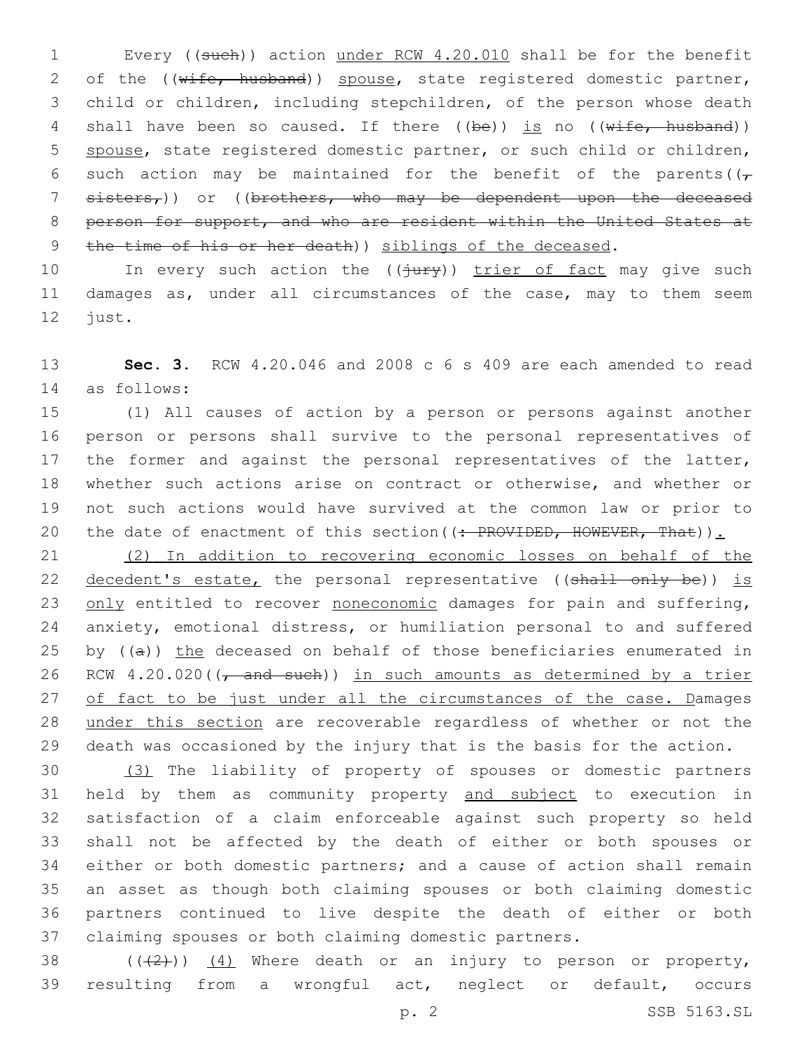Every ((~~such~~)) action <u>under RCW 4.20.010</u> shall be for the benefit of the ((~~wife, husband~~)) <u>spouse</u>, state registered domestic partner, child or children, including stepchildren, of the person whose death shall have been so caused. If there ((~~be~~)) <u>is</u> no ((~~wife, husband~~)) <u>spouse</u>, state registered domestic partner, or such child or children, such action may be maintained for the benefit of the parents((~~, sisters,~~)) or ((~~brothers, who may be dependent upon the deceased person for support, and who are resident within the United States at the time of his or her death~~)) <u>siblings of the deceased</u>.

In every such action the ((~~jury~~)) <u>trier of fact</u> may give such damages as, under all circumstances of the case, may to them seem just.

**Sec. 3.** RCW 4.20.046 and 2008 c 6 s 409 are each amended to read as follows:

(1) All causes of action by a person or persons against another person or persons shall survive to the personal representatives of the former and against the personal representatives of the latter, whether such actions arise on contract or otherwise, and whether or not such actions would have survived at the common law or prior to the date of enactment of this section((~~: PROVIDED, HOWEVER, That~~))<u>.</u>

<u>(2) In addition to recovering economic losses on behalf of the decedent's estate,</u> the personal representative ((~~shall only be~~)) <u>is only</u> entitled to recover <u>noneconomic</u> damages for pain and suffering, anxiety, emotional distress, or humiliation personal to and suffered by ((~~a~~)) <u>the</u> deceased on behalf of those beneficiaries enumerated in RCW 4.20.020((~~, and such~~)) <u>in such amounts as determined by a trier of fact to be just under all the circumstances of the case. D</u>amages <u>under this section</u> are recoverable regardless of whether or not the death was occasioned by the injury that is the basis for the action.

<u>(3)</u> The liability of property of spouses or domestic partners held by them as community property <u>and subject</u> to execution in satisfaction of a claim enforceable against such property so held shall not be affected by the death of either or both spouses or either or both domestic partners; and a cause of action shall remain an asset as though both claiming spouses or both claiming domestic partners continued to live despite the death of either or both claiming spouses or both claiming domestic partners.

((~~(2)~~)) <u>(4)</u> Where death or an injury to person or property, resulting from a wrongful act, neglect or default, occurs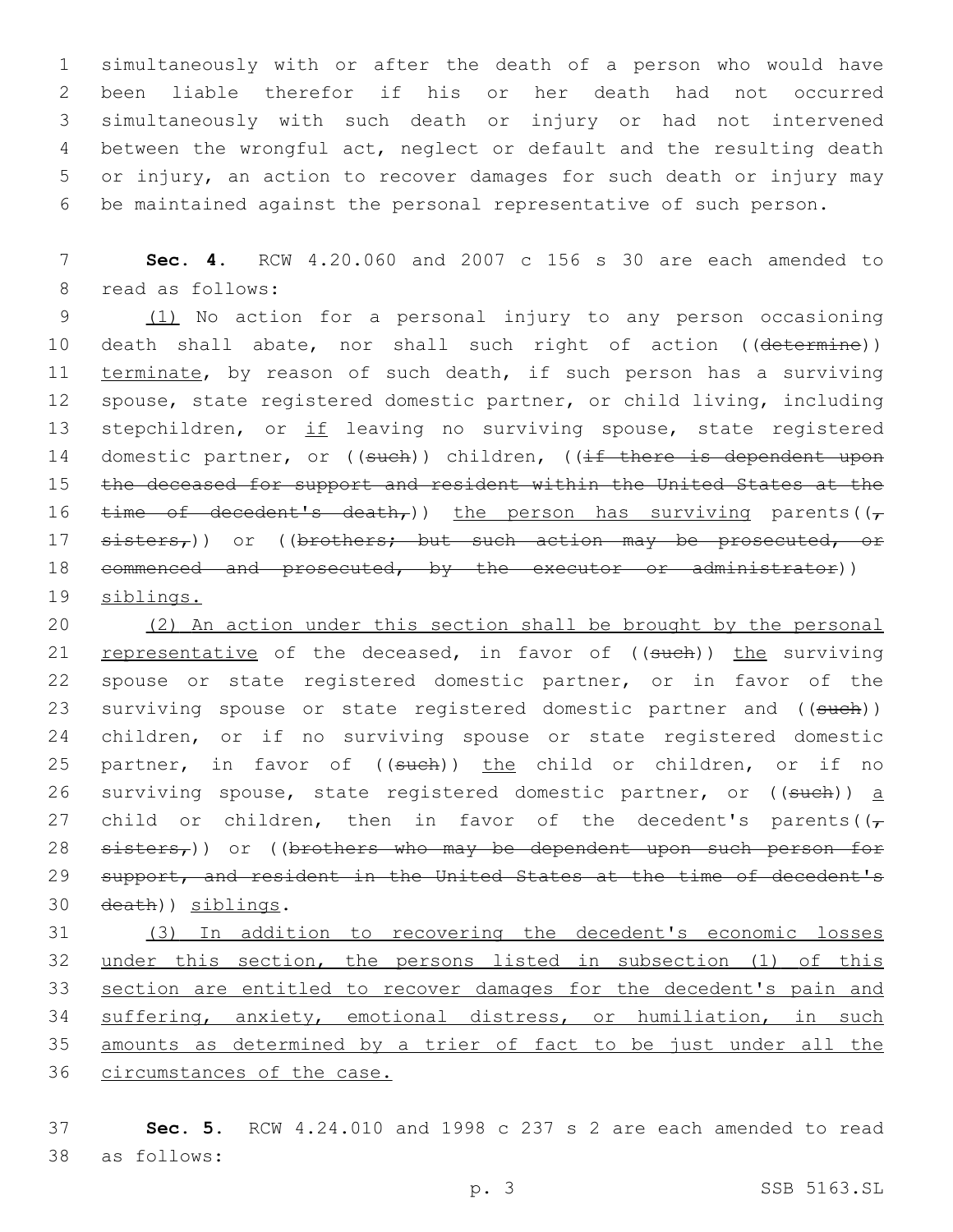simultaneously with or after the death of a person who would have been liable therefor if his or her death had not occurred simultaneously with such death or injury or had not intervened between the wrongful act, neglect or default and the resulting death or injury, an action to recover damages for such death or injury may be maintained against the personal representative of such person.

**Sec. 4.** RCW 4.20.060 and 2007 c 156 s 30 are each amended to read as follows:

<u>(1)</u> No action for a personal injury to any person occasioning death shall abate, nor shall such right of action ((~~determine~~)) <u>terminate</u>, by reason of such death, if such person has a surviving spouse, state registered domestic partner, or child living, including stepchildren, or <u>if</u> leaving no surviving spouse, state registered domestic partner, or ((~~such~~)) children, ((~~if there is dependent upon the deceased for support and resident within the United States at the time of decedent's death,~~)) <u>the person has surviving</u> parents((~~, sisters,~~)) or ((~~brothers; but such action may be prosecuted, or commenced and prosecuted, by the executor or administrator~~)) <u>siblings.</u>

<u>(2) An action under this section shall be brought by the personal representative</u> of the deceased, in favor of ((~~such~~)) <u>the</u> surviving spouse or state registered domestic partner, or in favor of the surviving spouse or state registered domestic partner and ((~~such~~)) children, or if no surviving spouse or state registered domestic partner, in favor of ((~~such~~)) <u>the</u> child or children, or if no surviving spouse, state registered domestic partner, or ((~~such~~)) <u>a</u> child or children, then in favor of the decedent's parents((~~, sisters,~~)) or ((~~brothers who may be dependent upon such person for support, and resident in the United States at the time of decedent's death~~)) <u>siblings</u>.

<u>(3) In addition to recovering the decedent's economic losses under this section, the persons listed in subsection (1) of this section are entitled to recover damages for the decedent's pain and suffering, anxiety, emotional distress, or humiliation, in such amounts as determined by a trier of fact to be just under all the circumstances of the case.</u>

**Sec. 5.** RCW 4.24.010 and 1998 c 237 s 2 are each amended to read as follows: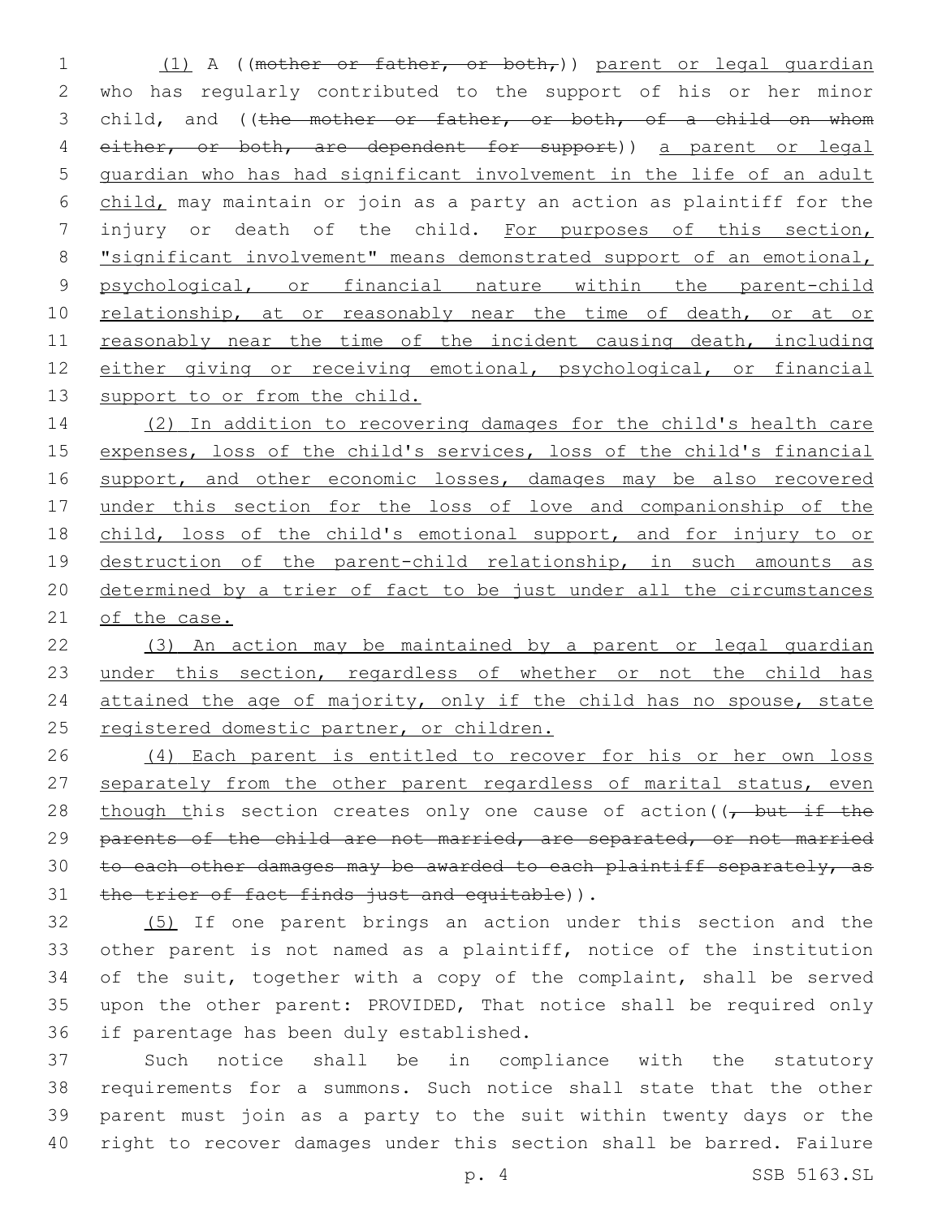(1) A ((~~mother or father, or both,~~)) parent or legal guardian who has regularly contributed to the support of his or her minor child, and ((~~the mother or father, or both, of a child on whom either, or both, are dependent for support~~)) a parent or legal guardian who has had significant involvement in the life of an adult child, may maintain or join as a party an action as plaintiff for the injury or death of the child. For purposes of this section, "significant involvement" means demonstrated support of an emotional, psychological, or financial nature within the parent-child relationship, at or reasonably near the time of death, or at or reasonably near the time of the incident causing death, including either giving or receiving emotional, psychological, or financial support to or from the child.

(2) In addition to recovering damages for the child's health care expenses, loss of the child's services, loss of the child's financial support, and other economic losses, damages may be also recovered under this section for the loss of love and companionship of the child, loss of the child's emotional support, and for injury to or destruction of the parent-child relationship, in such amounts as determined by a trier of fact to be just under all the circumstances of the case.

(3) An action may be maintained by a parent or legal guardian under this section, regardless of whether or not the child has attained the age of majority, only if the child has no spouse, state registered domestic partner, or children.

(4) Each parent is entitled to recover for his or her own loss separately from the other parent regardless of marital status, even though this section creates only one cause of action((~~, but if the parents of the child are not married, are separated, or not married to each other damages may be awarded to each plaintiff separately, as the trier of fact finds just and equitable~~)).

(5) If one parent brings an action under this section and the other parent is not named as a plaintiff, notice of the institution of the suit, together with a copy of the complaint, shall be served upon the other parent: PROVIDED, That notice shall be required only if parentage has been duly established.

Such notice shall be in compliance with the statutory requirements for a summons. Such notice shall state that the other parent must join as a party to the suit within twenty days or the right to recover damages under this section shall be barred. Failure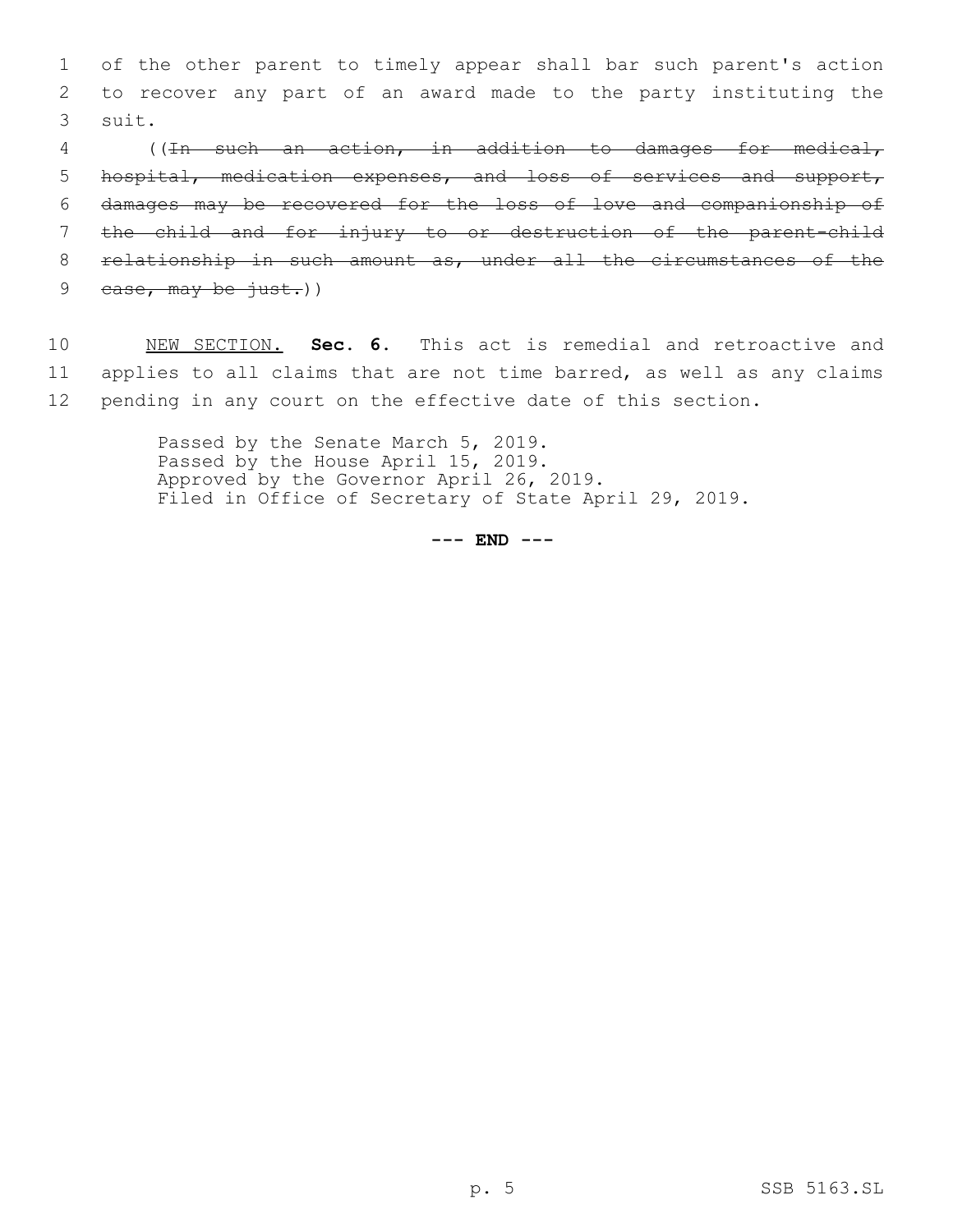of the other parent to timely appear shall bar such parent's action to recover any part of an award made to the party instituting the suit.

((~~In such an action, in addition to damages for medical, hospital, medication expenses, and loss of services and support, damages may be recovered for the loss of love and companionship of the child and for injury to or destruction of the parent-child relationship in such amount as, under all the circumstances of the case, may be just.~~))

NEW SECTION. **Sec. 6.** This act is remedial and retroactive and applies to all claims that are not time barred, as well as any claims pending in any court on the effective date of this section.

Passed by the Senate March 5, 2019.
Passed by the House April 15, 2019.
Approved by the Governor April 26, 2019.
Filed in Office of Secretary of State April 29, 2019.

**--- END ---**